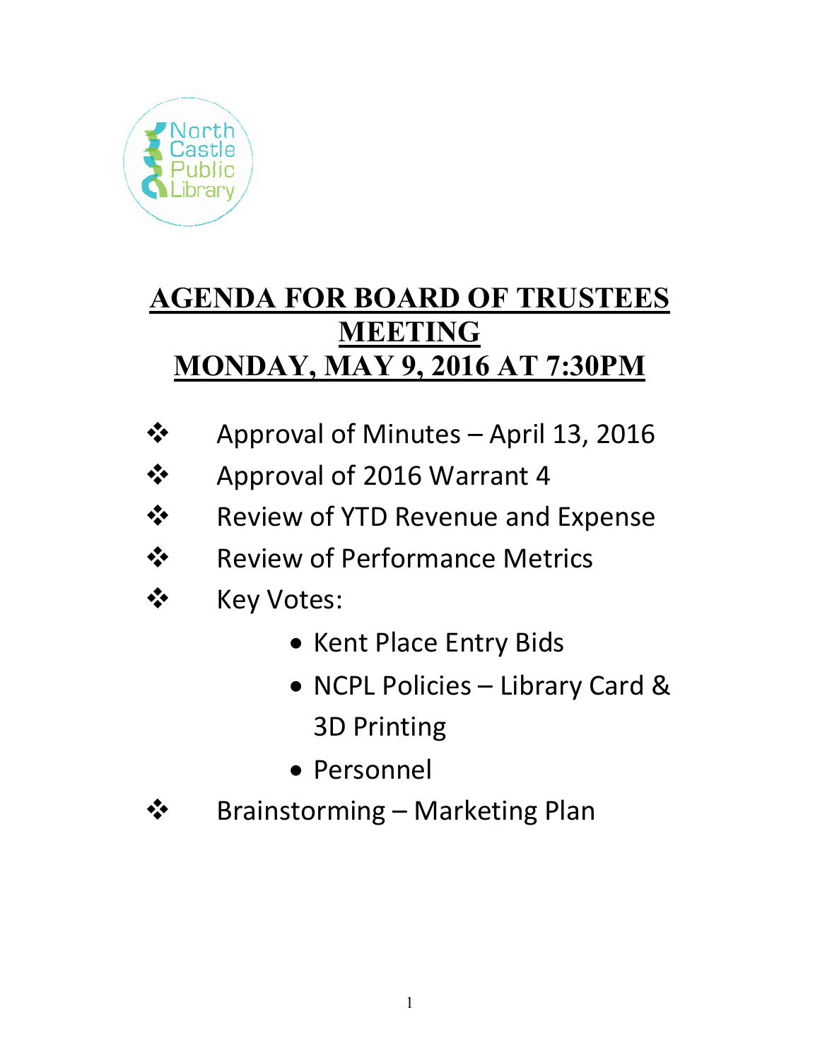North Castle Public Library

# AGENDA FOR BOARD OF TRUSTEES MEETING
# MONDAY, MAY 9, 2016 AT 7:30PM

- Approval of Minutes – April 13, 2016
- Approval of 2016 Warrant 4
- Review of YTD Revenue and Expense
- Review of Performance Metrics
- Key Votes:
    - Kent Place Entry Bids
    - NCPL Policies – Library Card & 3D Printing
    - Personnel
- Brainstorming – Marketing Plan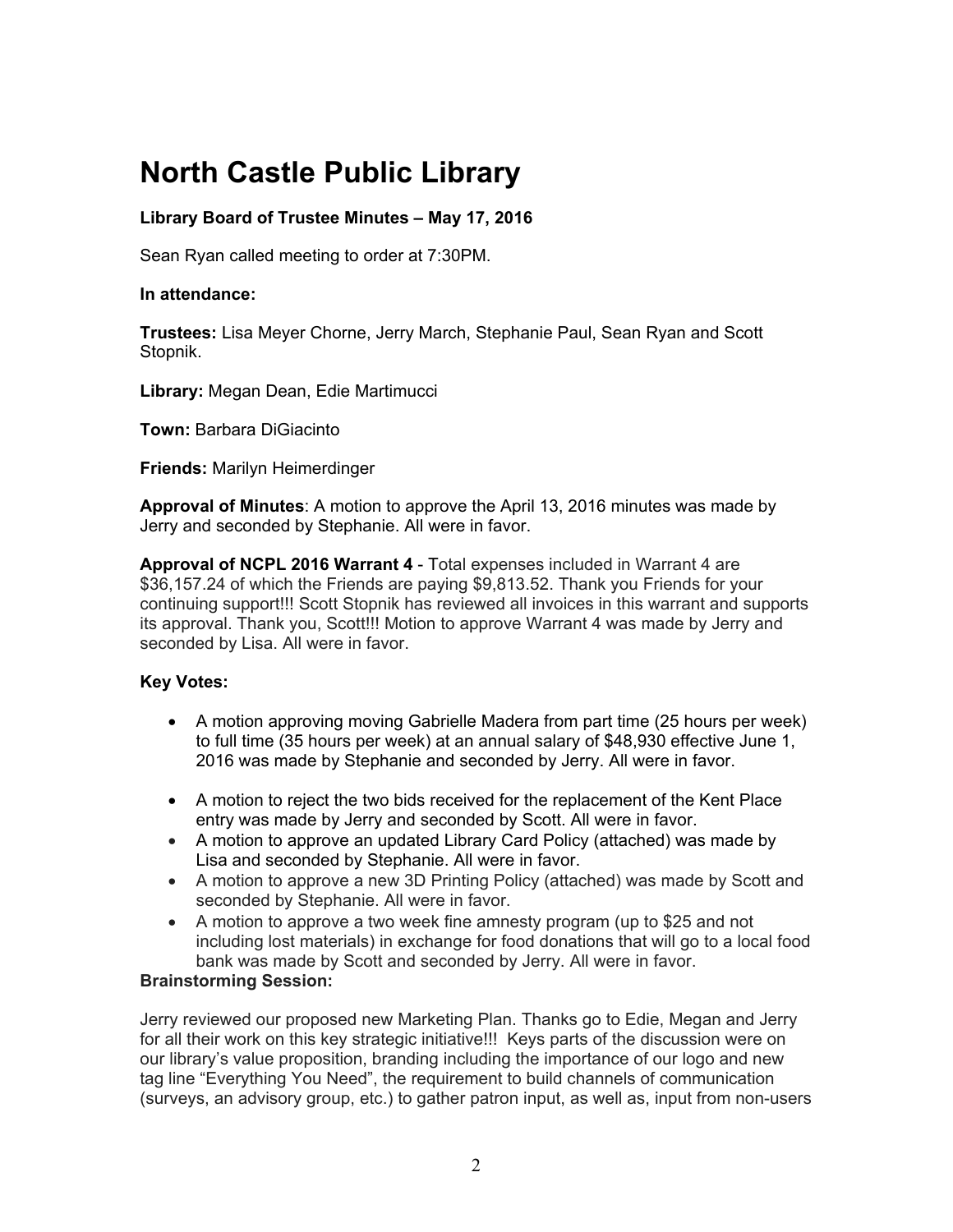# North Castle Public Library

**Library Board of Trustee Minutes – May 17, 2016**

Sean Ryan called meeting to order at 7:30PM.

**In attendance:**

**Trustees:** Lisa Meyer Chorne, Jerry March, Stephanie Paul, Sean Ryan and Scott Stopnik.

**Library:** Megan Dean, Edie Martimucci

**Town:** Barbara DiGiacinto

**Friends:** Marilyn Heimerdinger

**Approval of Minutes**: A motion to approve the April 13, 2016 minutes was made by Jerry and seconded by Stephanie. All were in favor.

**Approval of NCPL 2016 Warrant 4** - Total expenses included in Warrant 4 are $36,157.24 of which the Friends are paying $9,813.52. Thank you Friends for your continuing support!!! Scott Stopnik has reviewed all invoices in this warrant and supports its approval. Thank you, Scott!!! Motion to approve Warrant 4 was made by Jerry and seconded by Lisa. All were in favor.

**Key Votes:**

- A motion approving moving Gabrielle Madera from part time (25 hours per week) to full time (35 hours per week) at an annual salary of $48,930 effective June 1, 2016 was made by Stephanie and seconded by Jerry. All were in favor.
- A motion to reject the two bids received for the replacement of the Kent Place entry was made by Jerry and seconded by Scott. All were in favor.
- A motion to approve an updated Library Card Policy (attached) was made by Lisa and seconded by Stephanie. All were in favor.
- A motion to approve a new 3D Printing Policy (attached) was made by Scott and seconded by Stephanie. All were in favor.
- A motion to approve a two week fine amnesty program (up to $25 and not including lost materials) in exchange for food donations that will go to a local food bank was made by Scott and seconded by Jerry. All were in favor.

**Brainstorming Session:**

Jerry reviewed our proposed new Marketing Plan. Thanks go to Edie, Megan and Jerry for all their work on this key strategic initiative!!! Keys parts of the discussion were on our library's value proposition, branding including the importance of our logo and new tag line "Everything You Need", the requirement to build channels of communication (surveys, an advisory group, etc.) to gather patron input, as well as, input from non-users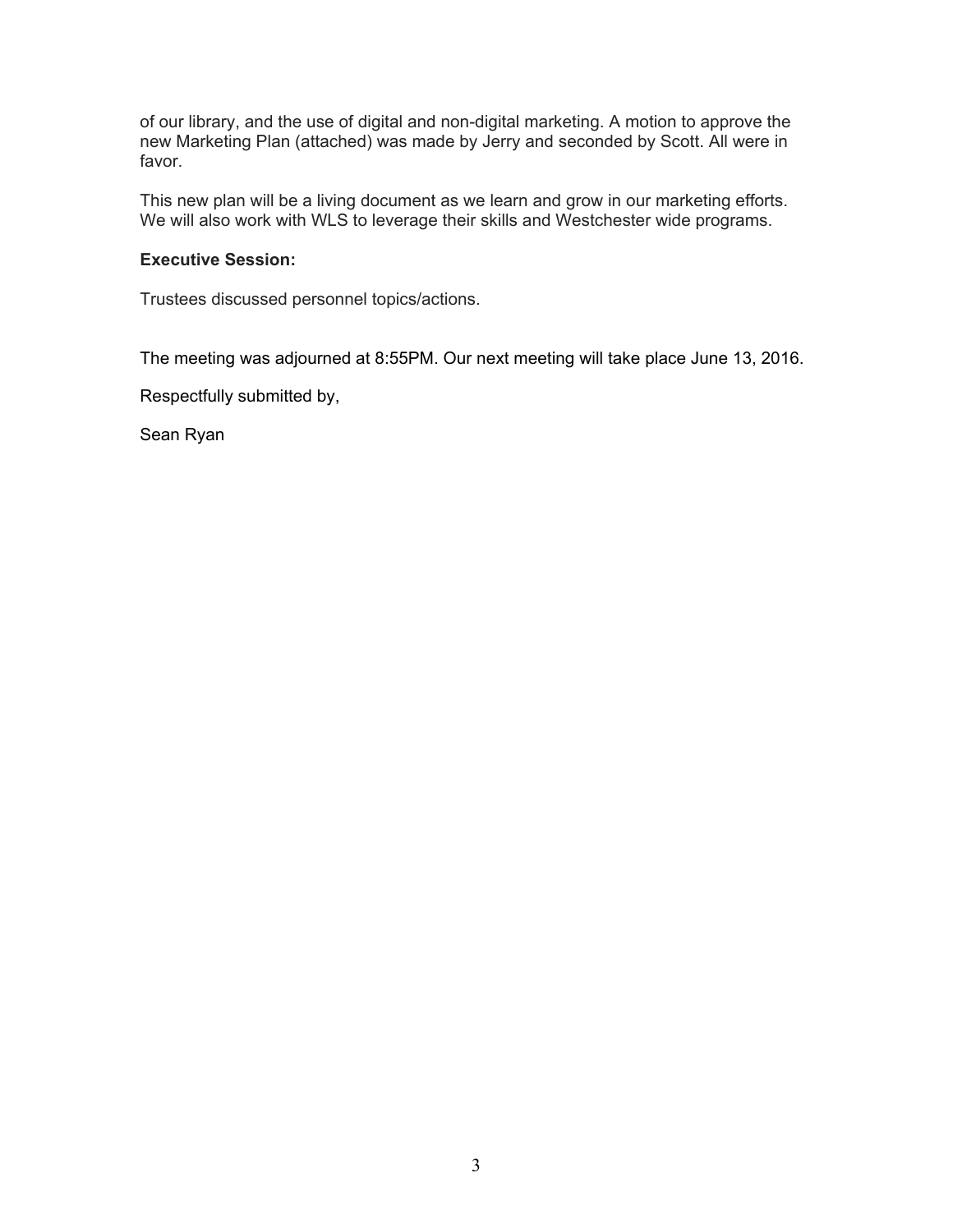of our library, and the use of digital and non-digital marketing. A motion to approve the new Marketing Plan (attached) was made by Jerry and seconded by Scott. All were in favor.

This new plan will be a living document as we learn and grow in our marketing efforts. We will also work with WLS to leverage their skills and Westchester wide programs.

**Executive Session:**

Trustees discussed personnel topics/actions.

The meeting was adjourned at 8:55PM. Our next meeting will take place June 13, 2016.

Respectfully submitted by,

Sean Ryan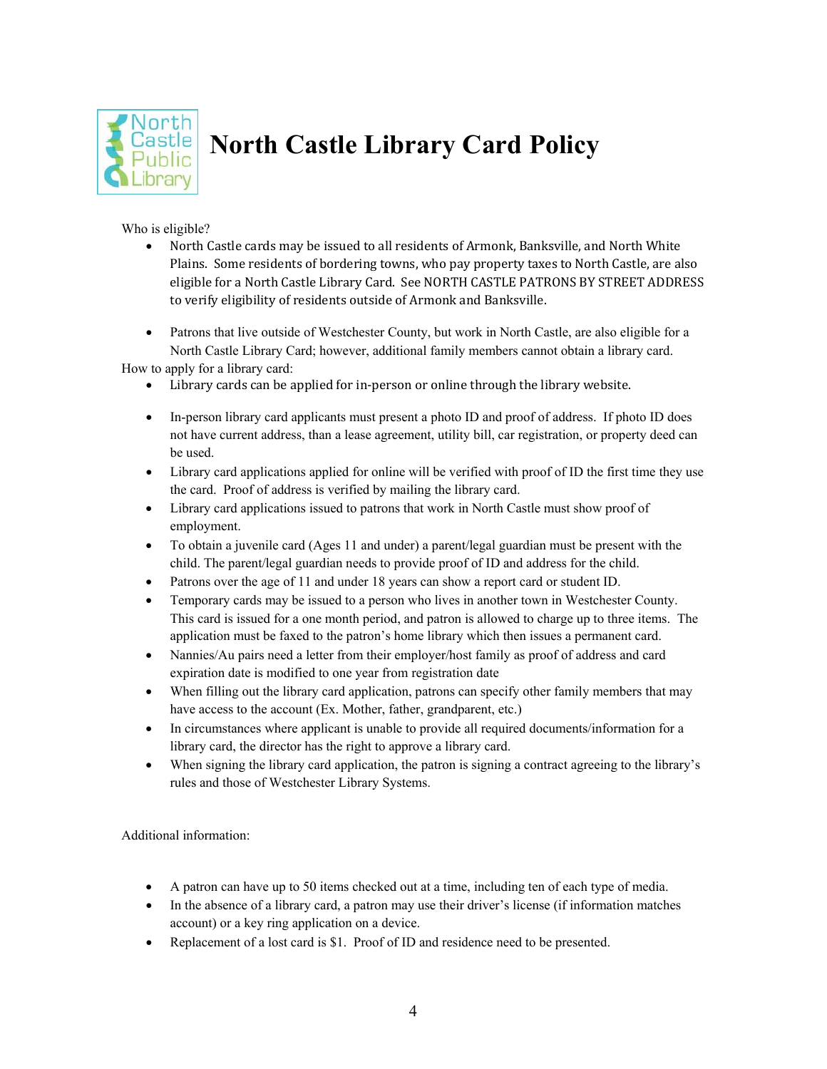# North Castle Library Card Policy

Who is eligible?

- North Castle cards may be issued to all residents of Armonk, Banksville, and North White Plains. Some residents of bordering towns, who pay property taxes to North Castle, are also eligible for a North Castle Library Card. See NORTH CASTLE PATRONS BY STREET ADDRESS to verify eligibility of residents outside of Armonk and Banksville.

- Patrons that live outside of Westchester County, but work in North Castle, are also eligible for a North Castle Library Card; however, additional family members cannot obtain a library card.

How to apply for a library card:

- Library cards can be applied for in-person or online through the library website.

- In-person library card applicants must present a photo ID and proof of address. If photo ID does not have current address, than a lease agreement, utility bill, car registration, or property deed can be used.
- Library card applications applied for online will be verified with proof of ID the first time they use the card. Proof of address is verified by mailing the library card.
- Library card applications issued to patrons that work in North Castle must show proof of employment.
- To obtain a juvenile card (Ages 11 and under) a parent/legal guardian must be present with the child. The parent/legal guardian needs to provide proof of ID and address for the child.
- Patrons over the age of 11 and under 18 years can show a report card or student ID.
- Temporary cards may be issued to a person who lives in another town in Westchester County. This card is issued for a one month period, and patron is allowed to charge up to three items. The application must be faxed to the patron's home library which then issues a permanent card.
- Nannies/Au pairs need a letter from their employer/host family as proof of address and card expiration date is modified to one year from registration date
- When filling out the library card application, patrons can specify other family members that may have access to the account (Ex. Mother, father, grandparent, etc.)
- In circumstances where applicant is unable to provide all required documents/information for a library card, the director has the right to approve a library card.
- When signing the library card application, the patron is signing a contract agreeing to the library's rules and those of Westchester Library Systems.

Additional information:

- A patron can have up to 50 items checked out at a time, including ten of each type of media.
- In the absence of a library card, a patron may use their driver's license (if information matches account) or a key ring application on a device.
- Replacement of a lost card is $1. Proof of ID and residence need to be presented.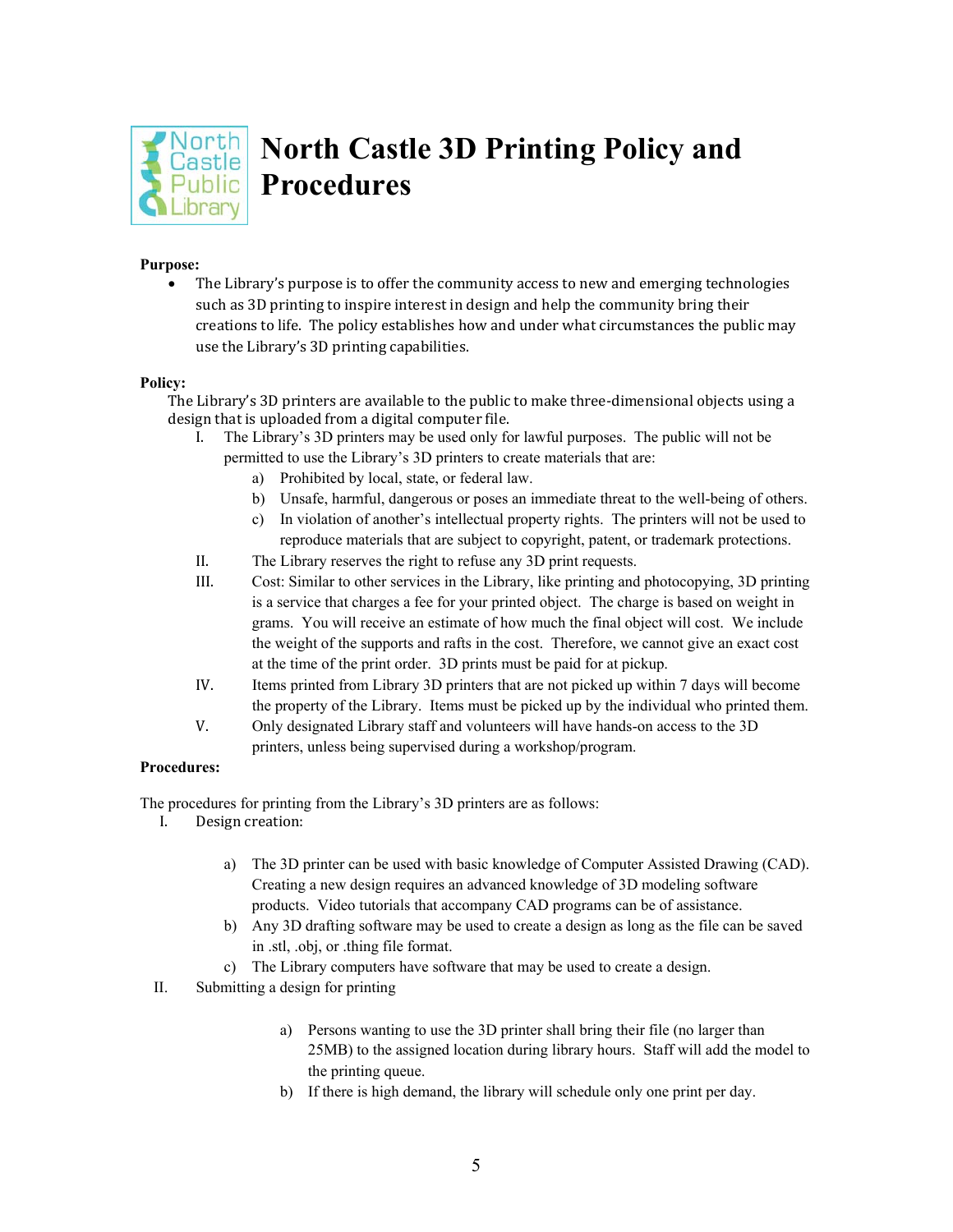# North Castle 3D Printing Policy and Procedures

**Purpose:**

- The Library's purpose is to offer the community access to new and emerging technologies such as 3D printing to inspire interest in design and help the community bring their creations to life. The policy establishes how and under what circumstances the public may use the Library's 3D printing capabilities.

**Policy:**

The Library's 3D printers are available to the public to make three-dimensional objects using a design that is uploaded from a digital computer file.

I. The Library's 3D printers may be used only for lawful purposes. The public will not be permitted to use the Library's 3D printers to create materials that are:
   a) Prohibited by local, state, or federal law.
   b) Unsafe, harmful, dangerous or poses an immediate threat to the well-being of others.
   c) In violation of another's intellectual property rights. The printers will not be used to reproduce materials that are subject to copyright, patent, or trademark protections.

II. The Library reserves the right to refuse any 3D print requests.

III. Cost: Similar to other services in the Library, like printing and photocopying, 3D printing is a service that charges a fee for your printed object. The charge is based on weight in grams. You will receive an estimate of how much the final object will cost. We include the weight of the supports and rafts in the cost. Therefore, we cannot give an exact cost at the time of the print order. 3D prints must be paid for at pickup.

IV. Items printed from Library 3D printers that are not picked up within 7 days will become the property of the Library. Items must be picked up by the individual who printed them.

V. Only designated Library staff and volunteers will have hands-on access to the 3D printers, unless being supervised during a workshop/program.

**Procedures:**

The procedures for printing from the Library's 3D printers are as follows:

I. Design creation:
   a) The 3D printer can be used with basic knowledge of Computer Assisted Drawing (CAD). Creating a new design requires an advanced knowledge of 3D modeling software products. Video tutorials that accompany CAD programs can be of assistance.
   b) Any 3D drafting software may be used to create a design as long as the file can be saved in .stl, .obj, or .thing file format.
   c) The Library computers have software that may be used to create a design.

II. Submitting a design for printing
   a) Persons wanting to use the 3D printer shall bring their file (no larger than 25MB) to the assigned location during library hours. Staff will add the model to the printing queue.
   b) If there is high demand, the library will schedule only one print per day.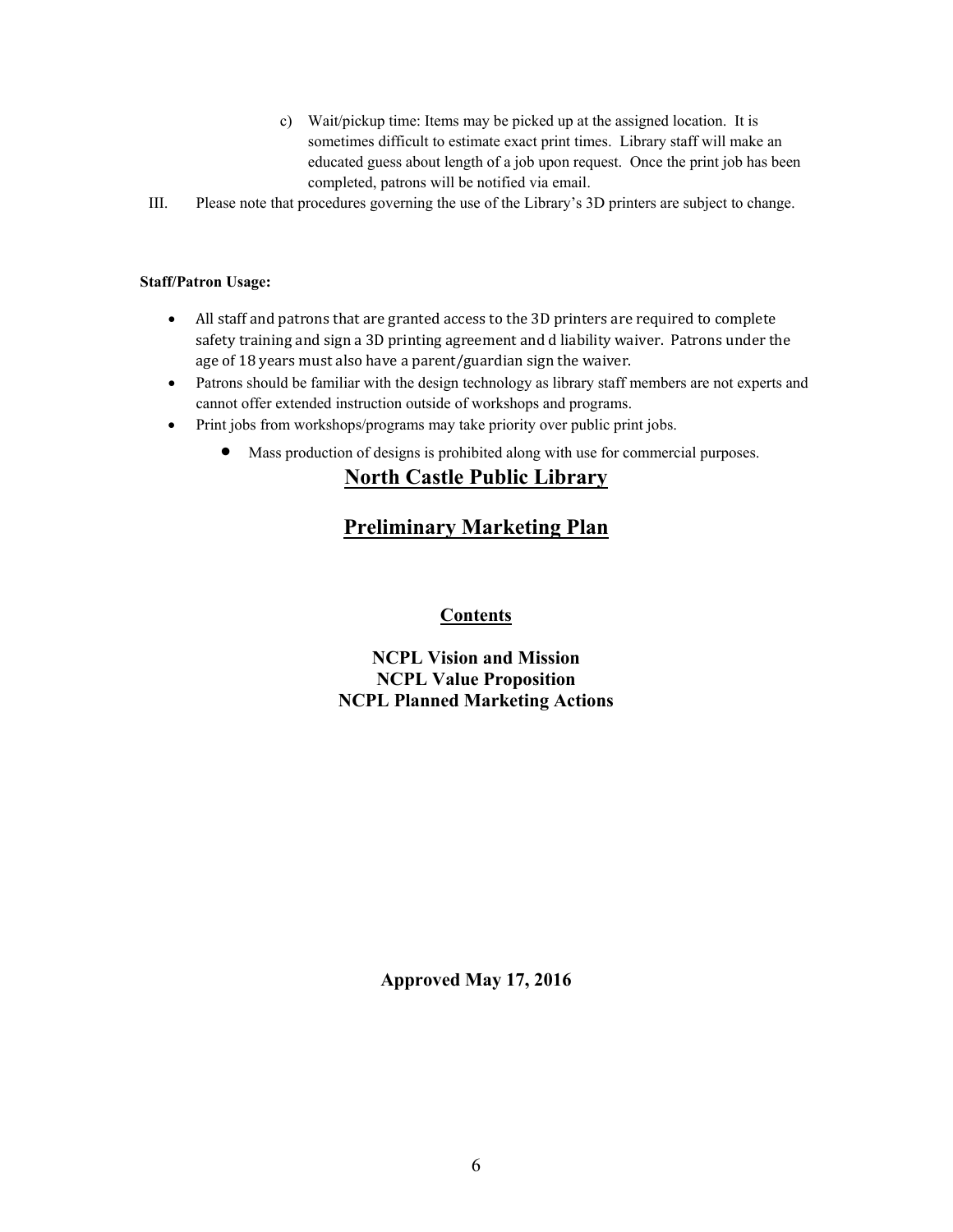c) Wait/pickup time: Items may be picked up at the assigned location. It is sometimes difficult to estimate exact print times. Library staff will make an educated guess about length of a job upon request. Once the print job has been completed, patrons will be notified via email.

III. Please note that procedures governing the use of the Library's 3D printers are subject to change.

**Staff/Patron Usage:**

- All staff and patrons that are granted access to the 3D printers are required to complete safety training and sign a 3D printing agreement and d liability waiver. Patrons under the age of 18 years must also have a parent/guardian sign the waiver.
- Patrons should be familiar with the design technology as library staff members are not experts and cannot offer extended instruction outside of workshops and programs.
- Print jobs from workshops/programs may take priority over public print jobs.
  - Mass production of designs is prohibited along with use for commercial purposes.

# North Castle Public Library

# Preliminary Marketing Plan

## Contents

**NCPL Vision and Mission**
**NCPL Value Proposition**
**NCPL Planned Marketing Actions**

**Approved May 17, 2016**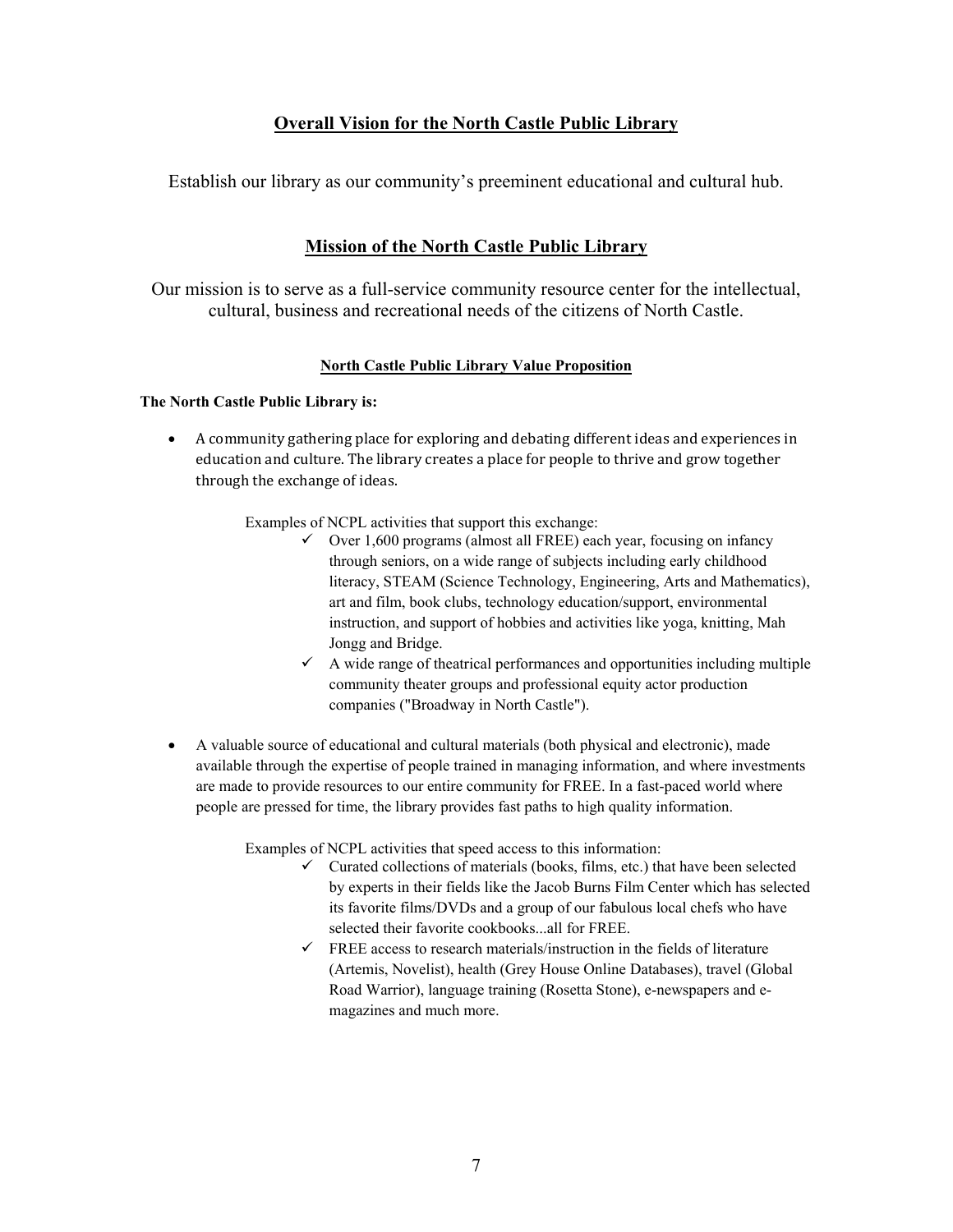## Overall Vision for the North Castle Public Library

Establish our library as our community's preeminent educational and cultural hub.

## Mission of the North Castle Public Library

Our mission is to serve as a full-service community resource center for the intellectual, cultural, business and recreational needs of the citizens of North Castle.

### North Castle Public Library Value Proposition

**The North Castle Public Library is:**

- A community gathering place for exploring and debating different ideas and experiences in education and culture. The library creates a place for people to thrive and grow together through the exchange of ideas.

  Examples of NCPL activities that support this exchange:

  - ✓ Over 1,600 programs (almost all FREE) each year, focusing on infancy through seniors, on a wide range of subjects including early childhood literacy, STEAM (Science Technology, Engineering, Arts and Mathematics), art and film, book clubs, technology education/support, environmental instruction, and support of hobbies and activities like yoga, knitting, Mah Jongg and Bridge.
  - ✓ A wide range of theatrical performances and opportunities including multiple community theater groups and professional equity actor production companies ("Broadway in North Castle").

- A valuable source of educational and cultural materials (both physical and electronic), made available through the expertise of people trained in managing information, and where investments are made to provide resources to our entire community for FREE. In a fast-paced world where people are pressed for time, the library provides fast paths to high quality information.

  Examples of NCPL activities that speed access to this information:

  - ✓ Curated collections of materials (books, films, etc.) that have been selected by experts in their fields like the Jacob Burns Film Center which has selected its favorite films/DVDs and a group of our fabulous local chefs who have selected their favorite cookbooks...all for FREE.
  - ✓ FREE access to research materials/instruction in the fields of literature (Artemis, Novelist), health (Grey House Online Databases), travel (Global Road Warrior), language training (Rosetta Stone), e-newspapers and e-magazines and much more.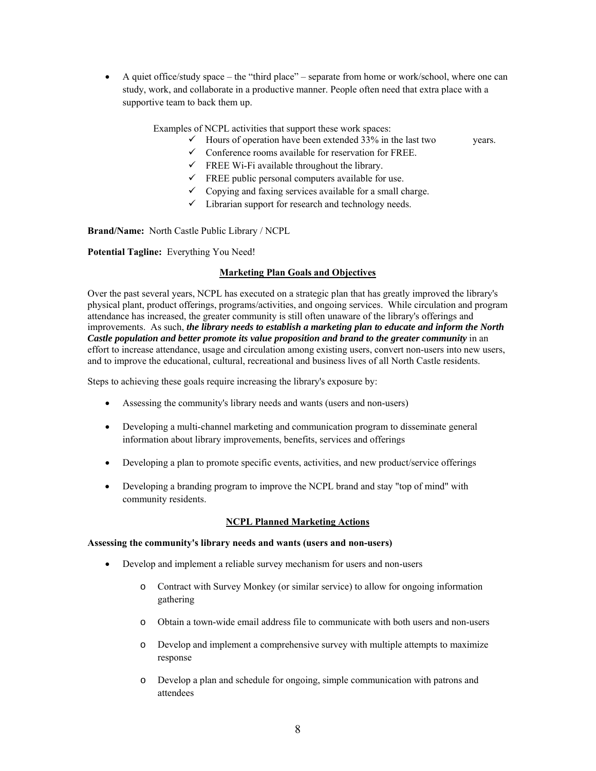- A quiet office/study space – the "third place" – separate from home or work/school, where one can study, work, and collaborate in a productive manner. People often need that extra place with a supportive team to back them up.

Examples of NCPL activities that support these work spaces:

- ✓ Hours of operation have been extended 33% in the last two years.
- ✓ Conference rooms available for reservation for FREE.
- ✓ FREE Wi-Fi available throughout the library.
- ✓ FREE public personal computers available for use.
- ✓ Copying and faxing services available for a small charge.
- ✓ Librarian support for research and technology needs.

**Brand/Name:** North Castle Public Library / NCPL

**Potential Tagline:** Everything You Need!

## Marketing Plan Goals and Objectives

Over the past several years, NCPL has executed on a strategic plan that has greatly improved the library's physical plant, product offerings, programs/activities, and ongoing services. While circulation and program attendance has increased, the greater community is still often unaware of the library's offerings and improvements. As such, ***the library needs to establish a marketing plan to educate and inform the North Castle population and better promote its value proposition and brand to the greater community*** in an effort to increase attendance, usage and circulation among existing users, convert non-users into new users, and to improve the educational, cultural, recreational and business lives of all North Castle residents.

Steps to achieving these goals require increasing the library's exposure by:

- Assessing the community's library needs and wants (users and non-users)
- Developing a multi-channel marketing and communication program to disseminate general information about library improvements, benefits, services and offerings
- Developing a plan to promote specific events, activities, and new product/service offerings
- Developing a branding program to improve the NCPL brand and stay "top of mind" with community residents.

## NCPL Planned Marketing Actions

**Assessing the community's library needs and wants (users and non-users)**

- Develop and implement a reliable survey mechanism for users and non-users
  - Contract with Survey Monkey (or similar service) to allow for ongoing information gathering
  - Obtain a town-wide email address file to communicate with both users and non-users
  - Develop and implement a comprehensive survey with multiple attempts to maximize response
  - Develop a plan and schedule for ongoing, simple communication with patrons and attendees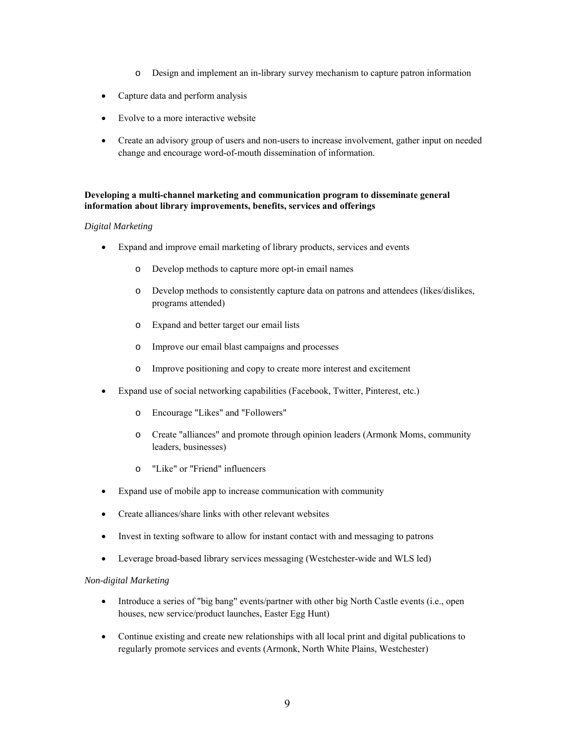- Design and implement an in-library survey mechanism to capture patron information

- Capture data and perform analysis
- Evolve to a more interactive website
- Create an advisory group of users and non-users to increase involvement, gather input on needed change and encourage word-of-mouth dissemination of information.

**Developing a multi-channel marketing and communication program to disseminate general information about library improvements, benefits, services and offerings**

*Digital Marketing*

- Expand and improve email marketing of library products, services and events
    - Develop methods to capture more opt-in email names
    - Develop methods to consistently capture data on patrons and attendees (likes/dislikes, programs attended)
    - Expand and better target our email lists
    - Improve our email blast campaigns and processes
    - Improve positioning and copy to create more interest and excitement
- Expand use of social networking capabilities (Facebook, Twitter, Pinterest, etc.)
    - Encourage "Likes" and "Followers"
    - Create "alliances" and promote through opinion leaders (Armonk Moms, community leaders, businesses)
    - "Like" or "Friend" influencers
- Expand use of mobile app to increase communication with community
- Create alliances/share links with other relevant websites
- Invest in texting software to allow for instant contact with and messaging to patrons
- Leverage broad-based library services messaging (Westchester-wide and WLS led)

*Non-digital Marketing*

- Introduce a series of "big bang" events/partner with other big North Castle events (i.e., open houses, new service/product launches, Easter Egg Hunt)
- Continue existing and create new relationships with all local print and digital publications to regularly promote services and events (Armonk, North White Plains, Westchester)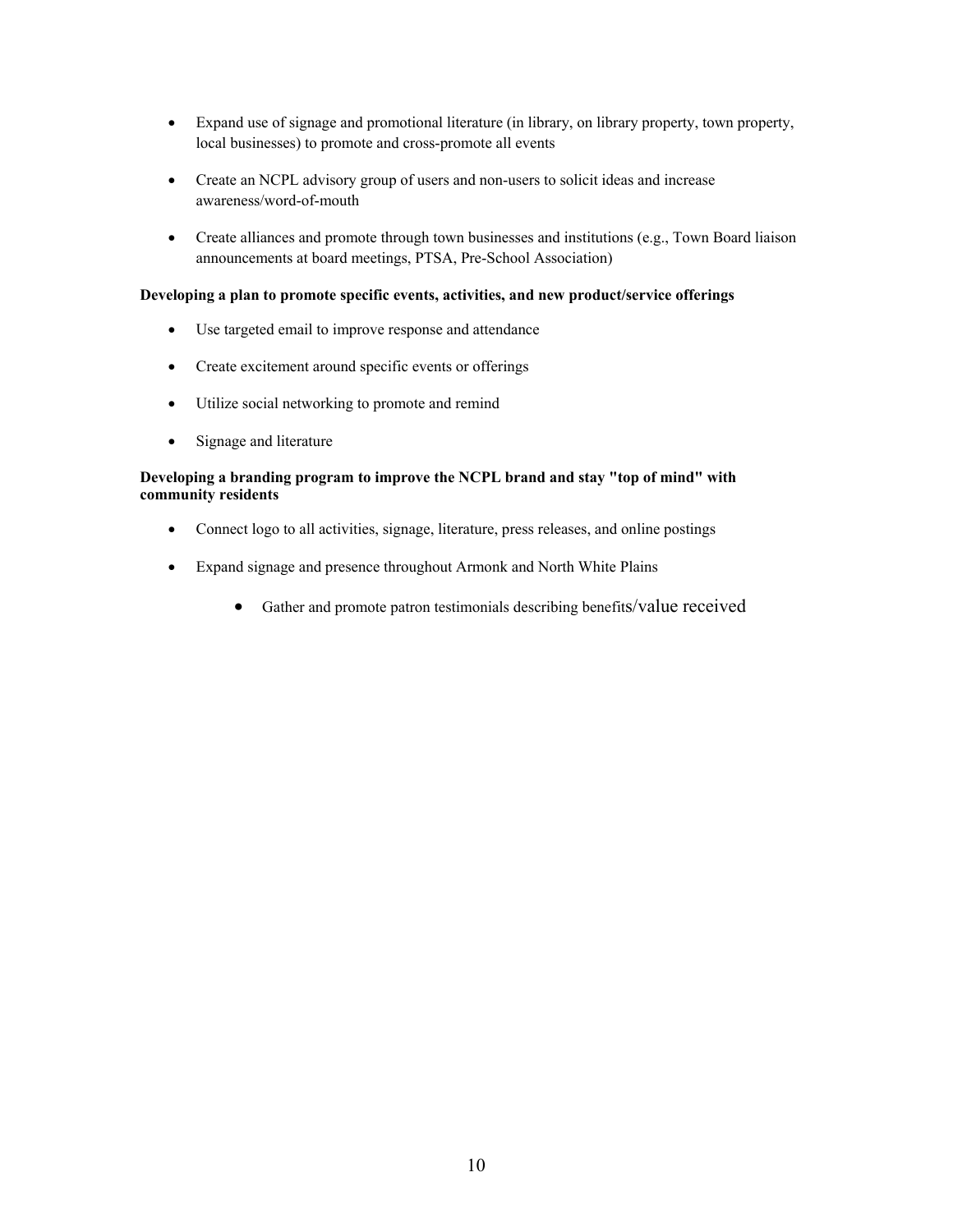- Expand use of signage and promotional literature (in library, on library property, town property, local businesses) to promote and cross-promote all events
- Create an NCPL advisory group of users and non-users to solicit ideas and increase awareness/word-of-mouth
- Create alliances and promote through town businesses and institutions (e.g., Town Board liaison announcements at board meetings, PTSA, Pre-School Association)

**Developing a plan to promote specific events, activities, and new product/service offerings**

- Use targeted email to improve response and attendance
- Create excitement around specific events or offerings
- Utilize social networking to promote and remind
- Signage and literature

**Developing a branding program to improve the NCPL brand and stay "top of mind" with community residents**

- Connect logo to all activities, signage, literature, press releases, and online postings
- Expand signage and presence throughout Armonk and North White Plains
    - Gather and promote patron testimonials describing benefits/value received